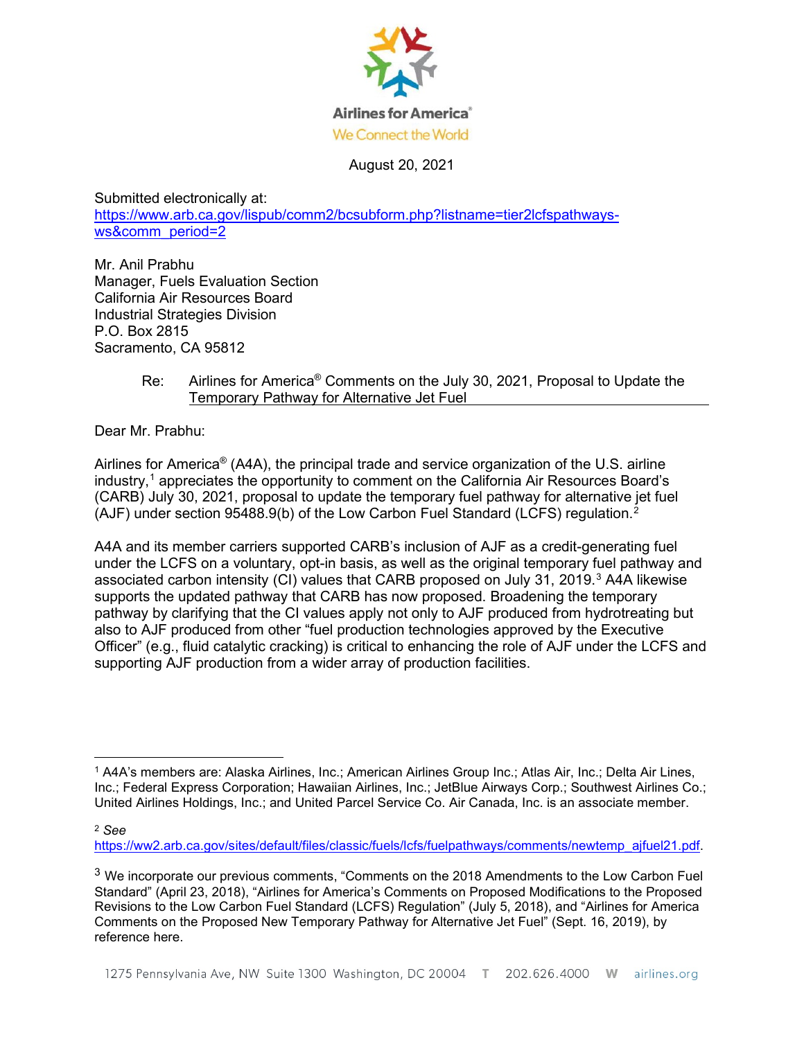Airlines for America®

We Connect the World

August 20, 2021

Submitted electronically at:
https://www.arb.ca.gov/lispub/comm2/bcsubform.php?listname=tier2lcfspathways-ws&comm_period=2

Mr. Anil Prabhu
Manager, Fuels Evaluation Section
California Air Resources Board
Industrial Strategies Division
P.O. Box 2815
Sacramento, CA 95812

Re: Airlines for America® Comments on the July 30, 2021, Proposal to Update the Temporary Pathway for Alternative Jet Fuel

Dear Mr. Prabhu:

Airlines for America® (A4A), the principal trade and service organization of the U.S. airline industry,[1] appreciates the opportunity to comment on the California Air Resources Board's (CARB) July 30, 2021, proposal to update the temporary fuel pathway for alternative jet fuel (AJF) under section 95488.9(b) of the Low Carbon Fuel Standard (LCFS) regulation.[2]

A4A and its member carriers supported CARB's inclusion of AJF as a credit-generating fuel under the LCFS on a voluntary, opt-in basis, as well as the original temporary fuel pathway and associated carbon intensity (CI) values that CARB proposed on July 31, 2019.[3] A4A likewise supports the updated pathway that CARB has now proposed. Broadening the temporary pathway by clarifying that the CI values apply not only to AJF produced from hydrotreating but also to AJF produced from other "fuel production technologies approved by the Executive Officer" (e.g., fluid catalytic cracking) is critical to enhancing the role of AJF under the LCFS and supporting AJF production from a wider array of production facilities.

---

[1] A4A's members are: Alaska Airlines, Inc.; American Airlines Group Inc.; Atlas Air, Inc.; Delta Air Lines, Inc.; Federal Express Corporation; Hawaiian Airlines, Inc.; JetBlue Airways Corp.; Southwest Airlines Co.; United Airlines Holdings, Inc.; and United Parcel Service Co. Air Canada, Inc. is an associate member.

[2] *See* https://ww2.arb.ca.gov/sites/default/files/classic/fuels/lcfs/fuelpathways/comments/newtemp_ajfuel21.pdf.

[3] We incorporate our previous comments, "Comments on the 2018 Amendments to the Low Carbon Fuel Standard" (April 23, 2018), "Airlines for America's Comments on Proposed Modifications to the Proposed Revisions to the Low Carbon Fuel Standard (LCFS) Regulation" (July 5, 2018), and "Airlines for America Comments on the Proposed New Temporary Pathway for Alternative Jet Fuel" (Sept. 16, 2019), by reference here.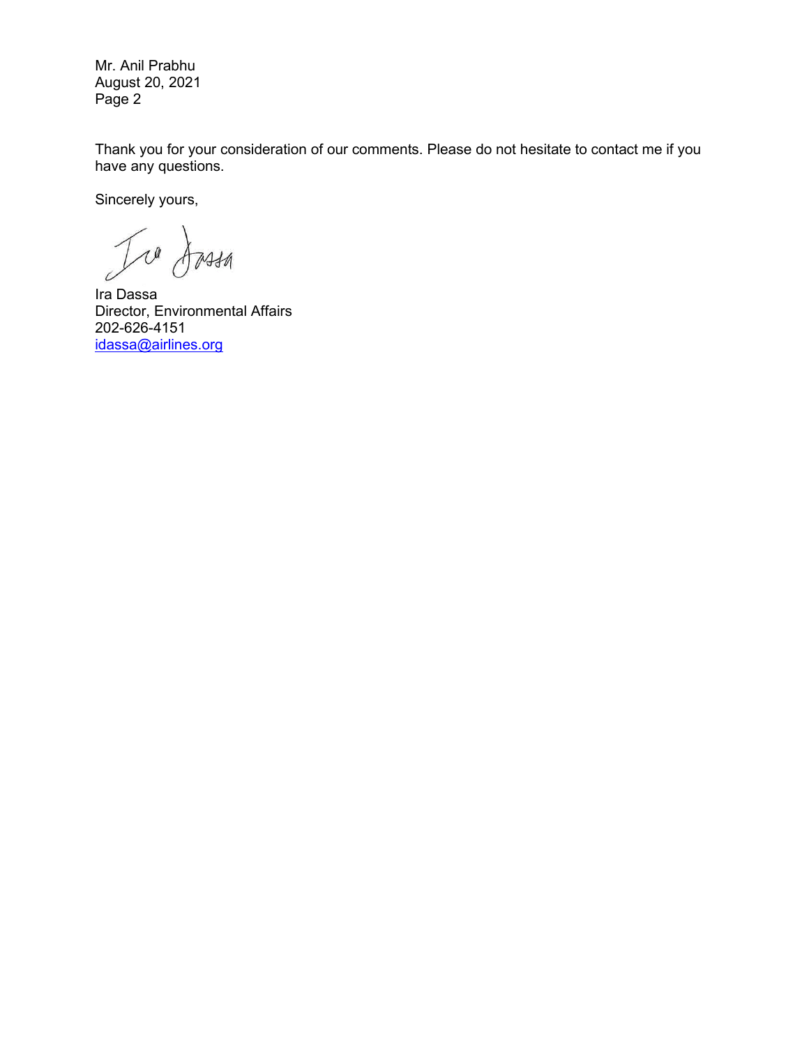Thank you for your consideration of our comments. Please do not hesitate to contact me if you have any questions.

Sincerely yours,

Ira Dassa
Director, Environmental Affairs
202-626-4151
idassa@airlines.org